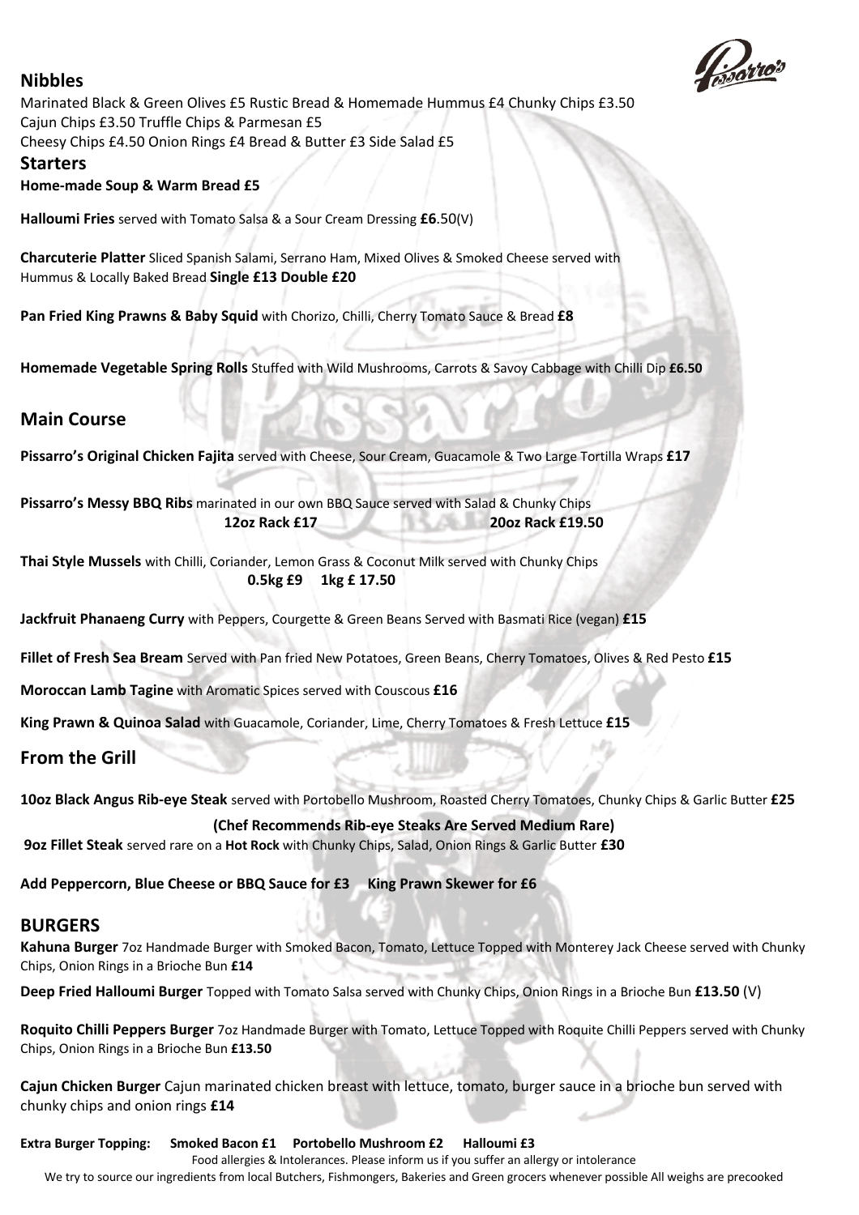## Nibbles

Marinated Black & Green Olives £5 Rustic Bread & Homemade Hummus £4 Chunky Chips £3.50
Cajun Chips £3.50 Truffle Chips & Parmesan £5
Cheesy Chips £4.50 Onion Rings £4 Bread & Butter £3 Side Salad £5

## Starters

**Home-made Soup & Warm Bread £5**

**Halloumi Fries** served with Tomato Salsa & a Sour Cream Dressing **£6**.50(V)

**Charcuterie Platter** Sliced Spanish Salami, Serrano Ham, Mixed Olives & Smoked Cheese served with Hummus & Locally Baked Bread **Single £13 Double £20**

**Pan Fried King Prawns & Baby Squid** with Chorizo, Chilli, Cherry Tomato Sauce & Bread **£8**

**Homemade Vegetable Spring Rolls** Stuffed with Wild Mushrooms, Carrots & Savoy Cabbage with Chilli Dip **£6.50**

## Main Course

**Pissarro's Original Chicken Fajita** served with Cheese, Sour Cream, Guacamole & Two Large Tortilla Wraps **£17**

**Pissarro's Messy BBQ Ribs** marinated in our own BBQ Sauce served with Salad & Chunky Chips
**12oz Rack £17** **20oz Rack £19.50**

**Thai Style Mussels** with Chilli, Coriander, Lemon Grass & Coconut Milk served with Chunky Chips
**0.5kg £9 1kg £ 17.50**

**Jackfruit Phanaeng Curry** with Peppers, Courgette & Green Beans Served with Basmati Rice (vegan) **£15**

**Fillet of Fresh Sea Bream** Served with Pan fried New Potatoes, Green Beans, Cherry Tomatoes, Olives & Red Pesto **£15**

**Moroccan Lamb Tagine** with Aromatic Spices served with Couscous **£16**

**King Prawn & Quinoa Salad** with Guacamole, Coriander, Lime, Cherry Tomatoes & Fresh Lettuce **£15**

## From the Grill

**10oz Black Angus Rib-eye Steak** served with Portobello Mushroom, Roasted Cherry Tomatoes, Chunky Chips & Garlic Butter **£25**

**(Chef Recommends Rib-eye Steaks Are Served Medium Rare)**

**9oz Fillet Steak** served rare on a **Hot Rock** with Chunky Chips, Salad, Onion Rings & Garlic Butter **£30**

**Add Peppercorn, Blue Cheese or BBQ Sauce for £3 King Prawn Skewer for £6**

## BURGERS

**Kahuna Burger** 7oz Handmade Burger with Smoked Bacon, Tomato, Lettuce Topped with Monterey Jack Cheese served with Chunky Chips, Onion Rings in a Brioche Bun **£14**

**Deep Fried Halloumi Burger** Topped with Tomato Salsa served with Chunky Chips, Onion Rings in a Brioche Bun **£13.50** (V)

**Roquito Chilli Peppers Burger** 7oz Handmade Burger with Tomato, Lettuce Topped with Roquite Chilli Peppers served with Chunky Chips, Onion Rings in a Brioche Bun **£13.50**

**Cajun Chicken Burger** Cajun marinated chicken breast with lettuce, tomato, burger sauce in a brioche bun served with chunky chips and onion rings **£14**

**Extra Burger Topping: Smoked Bacon £1 Portobello Mushroom £2 Halloumi £3**

Food allergies & Intolerances. Please inform us if you suffer an allergy or intolerance

We try to source our ingredients from local Butchers, Fishmongers, Bakeries and Green grocers whenever possible All weighs are precooked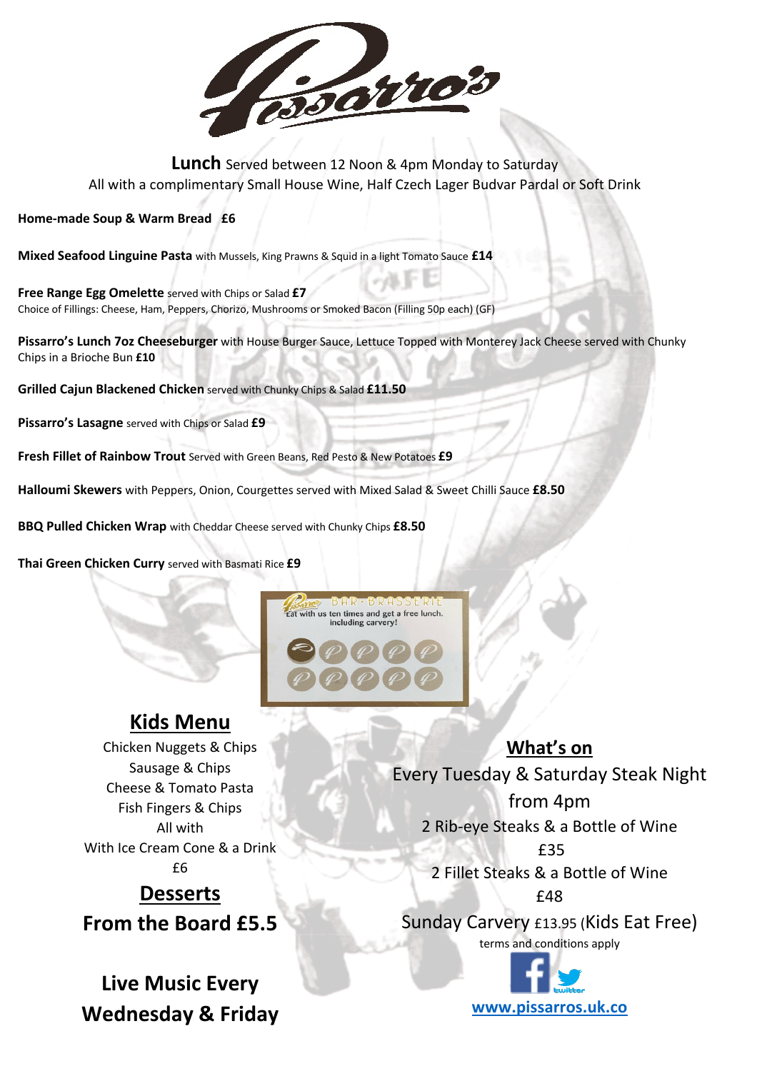# Pissarro's

**Lunch** Served between 12 Noon & 4pm Monday to Saturday
All with a complimentary Small House Wine, Half Czech Lager Budvar Pardal or Soft Drink

**Home-made Soup & Warm Bread £6**

**Mixed Seafood Linguine Pasta** with Mussels, King Prawns & Squid in a light Tomato Sauce **£14**

**Free Range Egg Omelette** served with Chips or Salad **£7**
Choice of Fillings: Cheese, Ham, Peppers, Chorizo, Mushrooms or Smoked Bacon (Filling 50p each) (GF)

**Pissarro's Lunch 7oz Cheeseburger** with House Burger Sauce, Lettuce Topped with Monterey Jack Cheese served with Chunky Chips in a Brioche Bun **£10**

**Grilled Cajun Blackened Chicken** served with Chunky Chips & Salad **£11.50**

**Pissarro's Lasagne** served with Chips or Salad **£9**

**Fresh Fillet of Rainbow Trout** Served with Green Beans, Red Pesto & New Potatoes **£9**

**Halloumi Skewers** with Peppers, Onion, Courgettes served with Mixed Salad & Sweet Chilli Sauce **£8.50**

**BBQ Pulled Chicken Wrap** with Cheddar Cheese served with Chunky Chips **£8.50**

**Thai Green Chicken Curry** served with Basmati Rice **£9**

Pissarro's BAR · BRASSERIE
Eat with us ten times and get a free lunch, including carvery!

## Kids Menu

Chicken Nuggets & Chips
Sausage & Chips
Cheese & Tomato Pasta
Fish Fingers & Chips
All with
With Ice Cream Cone & a Drink
£6

## Desserts

**From the Board £5.5**

**Live Music Every Wednesday & Friday**

## What's on

Every Tuesday & Saturday Steak Night from 4pm
2 Rib-eye Steaks & a Bottle of Wine
£35
2 Fillet Steaks & a Bottle of Wine
£48
Sunday Carvery £13.95 (Kids Eat Free)
terms and conditions apply

www.pissarros.uk.co